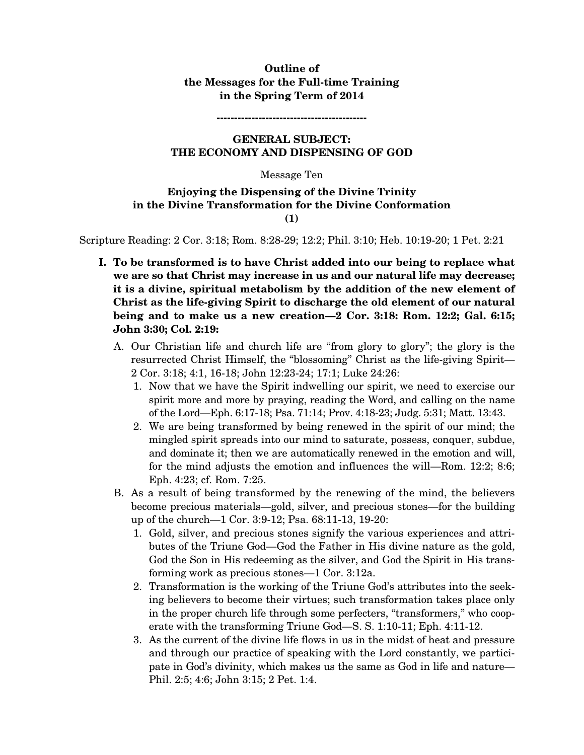**Outline of**
**the Messages for the Full-time Training**
**in the Spring Term of 2014**

-------------------------------------------

## GENERAL SUBJECT: THE ECONOMY AND DISPENSING OF GOD

Message Ten

### Enjoying the Dispensing of the Divine Trinity in the Divine Transformation for the Divine Conformation (1)

Scripture Reading: 2 Cor. 3:18; Rom. 8:28-29; 12:2; Phil. 3:10; Heb. 10:19-20; 1 Pet. 2:21

**I. To be transformed is to have Christ added into our being to replace what we are so that Christ may increase in us and our natural life may decrease; it is a divine, spiritual metabolism by the addition of the new element of Christ as the life-giving Spirit to discharge the old element of our natural being and to make us a new creation—2 Cor. 3:18: Rom. 12:2; Gal. 6:15; John 3:30; Col. 2:19:**

A. Our Christian life and church life are "from glory to glory"; the glory is the resurrected Christ Himself, the "blossoming" Christ as the life-giving Spirit—2 Cor. 3:18; 4:1, 16-18; John 12:23-24; 17:1; Luke 24:26:

1. Now that we have the Spirit indwelling our spirit, we need to exercise our spirit more and more by praying, reading the Word, and calling on the name of the Lord—Eph. 6:17-18; Psa. 71:14; Prov. 4:18-23; Judg. 5:31; Matt. 13:43.
2. We are being transformed by being renewed in the spirit of our mind; the mingled spirit spreads into our mind to saturate, possess, conquer, subdue, and dominate it; then we are automatically renewed in the emotion and will, for the mind adjusts the emotion and influences the will—Rom. 12:2; 8:6; Eph. 4:23; cf. Rom. 7:25.

B. As a result of being transformed by the renewing of the mind, the believers become precious materials—gold, silver, and precious stones—for the building up of the church—1 Cor. 3:9-12; Psa. 68:11-13, 19-20:

1. Gold, silver, and precious stones signify the various experiences and attributes of the Triune God—God the Father in His divine nature as the gold, God the Son in His redeeming as the silver, and God the Spirit in His transforming work as precious stones—1 Cor. 3:12a.
2. Transformation is the working of the Triune God's attributes into the seeking believers to become their virtues; such transformation takes place only in the proper church life through some perfecters, "transformers," who cooperate with the transforming Triune God—S. S. 1:10-11; Eph. 4:11-12.
3. As the current of the divine life flows in us in the midst of heat and pressure and through our practice of speaking with the Lord constantly, we participate in God's divinity, which makes us the same as God in life and nature—Phil. 2:5; 4:6; John 3:15; 2 Pet. 1:4.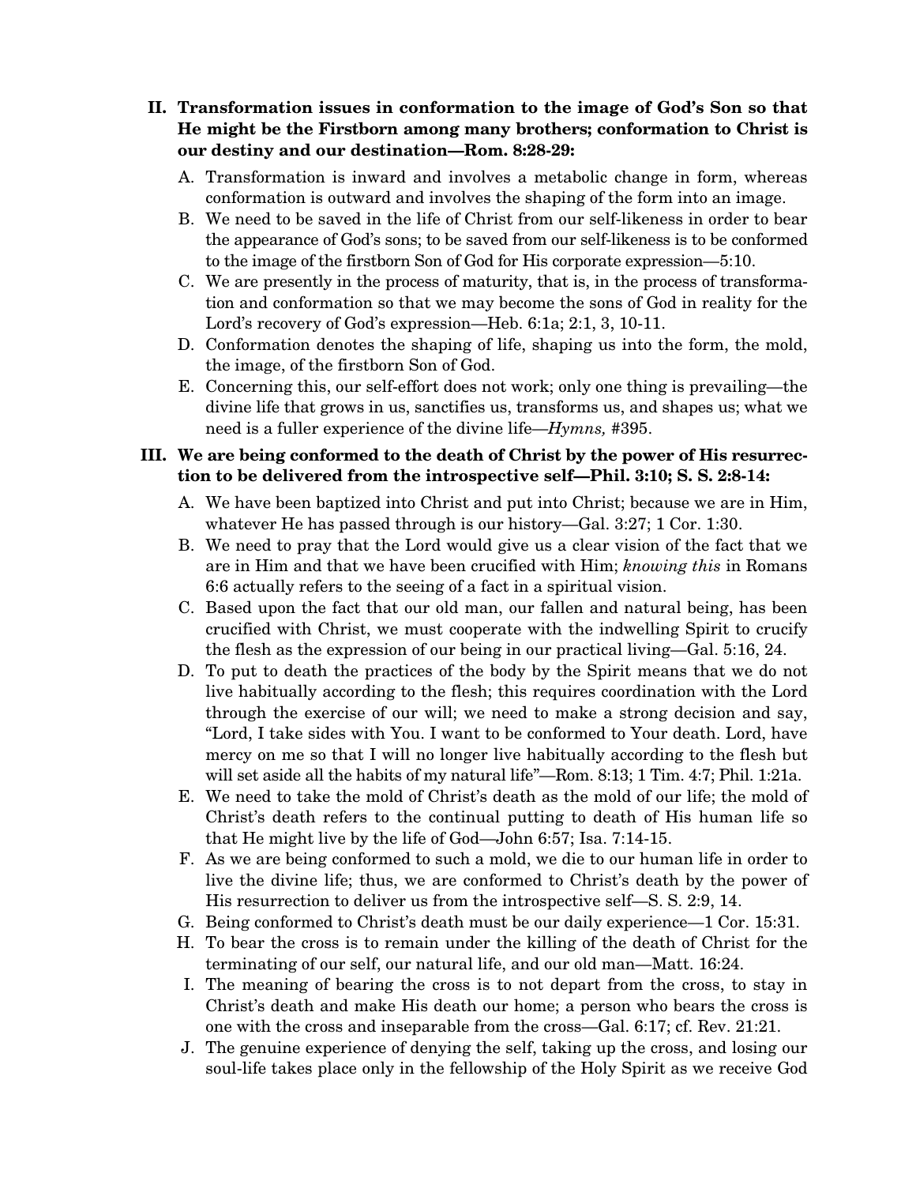**II. Transformation issues in conformation to the image of God's Son so that He might be the Firstborn among many brothers; conformation to Christ is our destiny and our destination—Rom. 8:28-29:**

A. Transformation is inward and involves a metabolic change in form, whereas conformation is outward and involves the shaping of the form into an image.

B. We need to be saved in the life of Christ from our self-likeness in order to bear the appearance of God's sons; to be saved from our self-likeness is to be conformed to the image of the firstborn Son of God for His corporate expression—5:10.

C. We are presently in the process of maturity, that is, in the process of transformation and conformation so that we may become the sons of God in reality for the Lord's recovery of God's expression—Heb. 6:1a; 2:1, 3, 10-11.

D. Conformation denotes the shaping of life, shaping us into the form, the mold, the image, of the firstborn Son of God.

E. Concerning this, our self-effort does not work; only one thing is prevailing—the divine life that grows in us, sanctifies us, transforms us, and shapes us; what we need is a fuller experience of the divine life—*Hymns,* #395.

**III. We are being conformed to the death of Christ by the power of His resurrection to be delivered from the introspective self—Phil. 3:10; S. S. 2:8-14:**

A. We have been baptized into Christ and put into Christ; because we are in Him, whatever He has passed through is our history—Gal. 3:27; 1 Cor. 1:30.

B. We need to pray that the Lord would give us a clear vision of the fact that we are in Him and that we have been crucified with Him; *knowing this* in Romans 6:6 actually refers to the seeing of a fact in a spiritual vision.

C. Based upon the fact that our old man, our fallen and natural being, has been crucified with Christ, we must cooperate with the indwelling Spirit to crucify the flesh as the expression of our being in our practical living—Gal. 5:16, 24.

D. To put to death the practices of the body by the Spirit means that we do not live habitually according to the flesh; this requires coordination with the Lord through the exercise of our will; we need to make a strong decision and say, "Lord, I take sides with You. I want to be conformed to Your death. Lord, have mercy on me so that I will no longer live habitually according to the flesh but will set aside all the habits of my natural life"—Rom. 8:13; 1 Tim. 4:7; Phil. 1:21a.

E. We need to take the mold of Christ's death as the mold of our life; the mold of Christ's death refers to the continual putting to death of His human life so that He might live by the life of God—John 6:57; Isa. 7:14-15.

F. As we are being conformed to such a mold, we die to our human life in order to live the divine life; thus, we are conformed to Christ's death by the power of His resurrection to deliver us from the introspective self—S. S. 2:9, 14.

G. Being conformed to Christ's death must be our daily experience—1 Cor. 15:31.

H. To bear the cross is to remain under the killing of the death of Christ for the terminating of our self, our natural life, and our old man—Matt. 16:24.

I. The meaning of bearing the cross is to not depart from the cross, to stay in Christ's death and make His death our home; a person who bears the cross is one with the cross and inseparable from the cross—Gal. 6:17; cf. Rev. 21:21.

J. The genuine experience of denying the self, taking up the cross, and losing our soul-life takes place only in the fellowship of the Holy Spirit as we receive God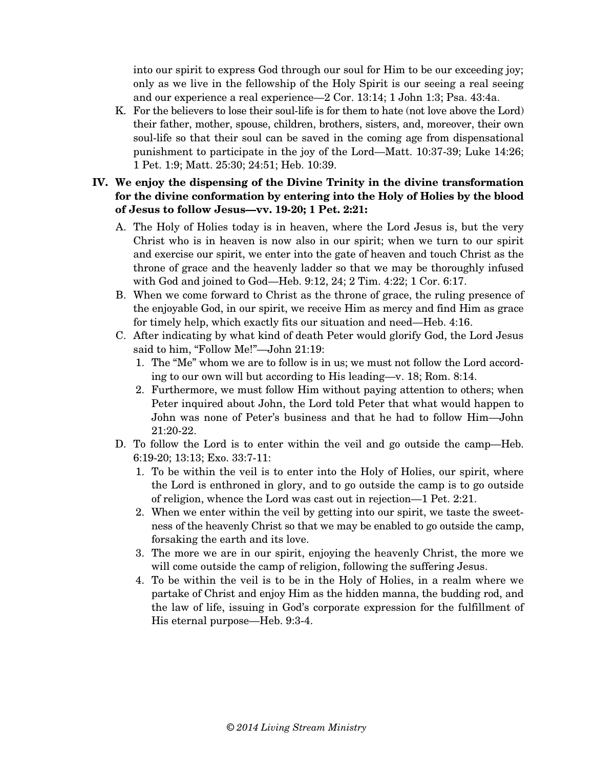into our spirit to express God through our soul for Him to be our exceeding joy; only as we live in the fellowship of the Holy Spirit is our seeing a real seeing and our experience a real experience—2 Cor. 13:14; 1 John 1:3; Psa. 43:4a.

K. For the believers to lose their soul-life is for them to hate (not love above the Lord) their father, mother, spouse, children, brothers, sisters, and, moreover, their own soul-life so that their soul can be saved in the coming age from dispensational punishment to participate in the joy of the Lord—Matt. 10:37-39; Luke 14:26; 1 Pet. 1:9; Matt. 25:30; 24:51; Heb. 10:39.

**IV. We enjoy the dispensing of the Divine Trinity in the divine transformation for the divine conformation by entering into the Holy of Holies by the blood of Jesus to follow Jesus—vv. 19-20; 1 Pet. 2:21:**

A. The Holy of Holies today is in heaven, where the Lord Jesus is, but the very Christ who is in heaven is now also in our spirit; when we turn to our spirit and exercise our spirit, we enter into the gate of heaven and touch Christ as the throne of grace and the heavenly ladder so that we may be thoroughly infused with God and joined to God—Heb. 9:12, 24; 2 Tim. 4:22; 1 Cor. 6:17.

B. When we come forward to Christ as the throne of grace, the ruling presence of the enjoyable God, in our spirit, we receive Him as mercy and find Him as grace for timely help, which exactly fits our situation and need—Heb. 4:16.

C. After indicating by what kind of death Peter would glorify God, the Lord Jesus said to him, "Follow Me!"—John 21:19:

1. The "Me" whom we are to follow is in us; we must not follow the Lord according to our own will but according to His leading—v. 18; Rom. 8:14.
2. Furthermore, we must follow Him without paying attention to others; when Peter inquired about John, the Lord told Peter that what would happen to John was none of Peter's business and that he had to follow Him—John 21:20-22.

D. To follow the Lord is to enter within the veil and go outside the camp—Heb. 6:19-20; 13:13; Exo. 33:7-11:

1. To be within the veil is to enter into the Holy of Holies, our spirit, where the Lord is enthroned in glory, and to go outside the camp is to go outside of religion, whence the Lord was cast out in rejection—1 Pet. 2:21.
2. When we enter within the veil by getting into our spirit, we taste the sweetness of the heavenly Christ so that we may be enabled to go outside the camp, forsaking the earth and its love.
3. The more we are in our spirit, enjoying the heavenly Christ, the more we will come outside the camp of religion, following the suffering Jesus.
4. To be within the veil is to be in the Holy of Holies, in a realm where we partake of Christ and enjoy Him as the hidden manna, the budding rod, and the law of life, issuing in God's corporate expression for the fulfillment of His eternal purpose—Heb. 9:3-4.

*© 2014 Living Stream Ministry*